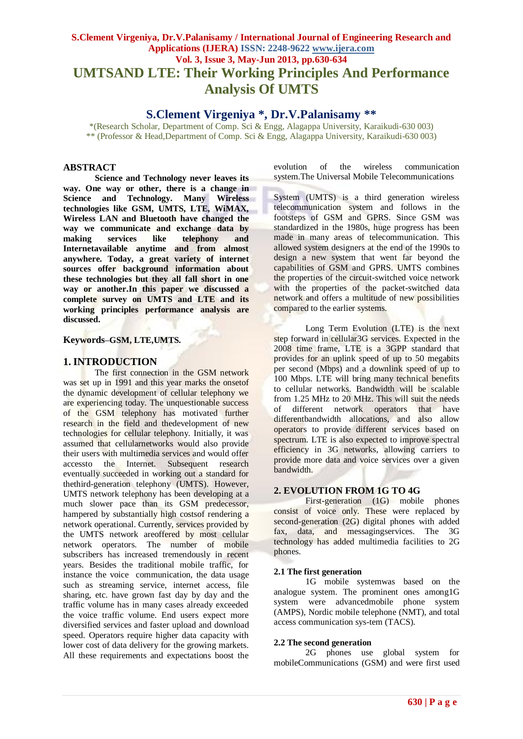# UMTSAND LTE: Their Working Principles And Performance Analysis Of UMTS

**S.Clement Virgeniya \*, Dr.V.Palanisamy \*\***

\*(Research Scholar, Department of Comp. Sci & Engg, Alagappa University, Karaikudi-630 003)
\*\* (Professor & Head,Department of Comp. Sci & Engg, Alagappa University, Karaikudi-630 003)

## ABSTRACT

**Science and Technology never leaves its way. One way or other, there is a change in Science and Technology. Many Wireless technologies like GSM, UMTS, LTE, WiMAX, Wireless LAN and Bluetooth have changed the way we communicate and exchange data by making services like telephony and Internetavailable anytime and from almost anywhere. Today, a great variety of internet sources offer background information about these technologies but they all fall short in one way or another.In this paper we discussed a complete survey on UMTS and LTE and its working principles performance analysis are discussed.**

**Keywords**–**GSM, LTE,UMTS.**

## 1. INTRODUCTION

The first connection in the GSM network was set up in 1991 and this year marks the onsetof the dynamic development of cellular telephony we are experiencing today. The unquestionable success of the GSM telephony has motivated further research in the field and thedevelopment of new technologies for cellular telephony. Initially, it was assumed that cellularnetworks would also provide their users with multimedia services and would offer accessto the Internet. Subsequent research eventually succeeded in working out a standard for thethird-generation telephony (UMTS). However, UMTS network telephony has been developing at a much slower pace than its GSM predecessor, hampered by substantially high costsof rendering a network operational. Currently, services provided by the UMTS network areoffered by most cellular network operators. The number of mobile subscribers has increased tremendously in recent years. Besides the traditional mobile traffic, for instance the voice communication, the data usage such as streaming service, internet access, file sharing, etc. have grown fast day by day and the traffic volume has in many cases already exceeded the voice traffic volume. End users expect more diversified services and faster upload and download speed. Operators require higher data capacity with lower cost of data delivery for the growing markets. All these requirements and expectations boost the evolution of the wireless communication system.The Universal Mobile Telecommunications System (UMTS) is a third generation wireless telecommunication system and follows in the footsteps of GSM and GPRS. Since GSM was standardized in the 1980s, huge progress has been made in many areas of telecommunication. This allowed system designers at the end of the 1990s to design a new system that went far beyond the capabilities of GSM and GPRS. UMTS combines the properties of the circuit-switched voice network with the properties of the packet-switched data network and offers a multitude of new possibilities compared to the earlier systems.

Long Term Evolution (LTE) is the next step forward in cellular3G services. Expected in the 2008 time frame, LTE is a 3GPP standard that provides for an uplink speed of up to 50 megabits per second (Mbps) and a downlink speed of up to 100 Mbps. LTE will bring many technical benefits to cellular networks. Bandwidth will be scalable from 1.25 MHz to 20 MHz. This will suit the needs of different network operators that have differentbandwidth allocations, and also allow operators to provide different services based on spectrum. LTE is also expected to improve spectral efficiency in 3G networks, allowing carriers to provide more data and voice services over a given bandwidth.

## 2. EVOLUTION FROM 1G TO 4G

First-generation (1G) mobile phones consist of voice only. These were replaced by second-generation (2G) digital phones with added fax, data, and messagingservices. The 3G technology has added multimedia facilities to 2G phones.

### 2.1 The first generation

1G mobile systemwas based on the analogue system. The prominent ones among1G system were advancedmobile phone system (AMPS), Nordic mobile telephone (NMT), and total access communication sys-tem (TACS).

### 2.2 The second generation

2G phones use global system for mobileCommunications (GSM) and were first used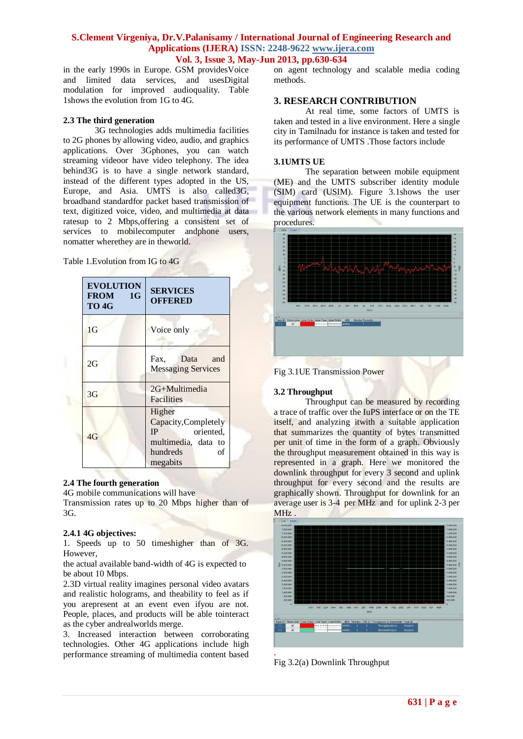in the early 1990s in Europe. GSM providesVoice and limited data services, and usesDigital modulation for improved audioquality. Table 1shows the evolution from 1G to 4G.

### 2.3 The third generation

3G technologies adds multimedia facilities to 2G phones by allowing video, audio, and graphics applications. Over 3Gphones, you can watch streaming videoor have video telephony. The idea behind3G is to have a single network standard, instead of the different types adopted in the US, Europe, and Asia. UMTS is also called3G, broadband standardfor packet based transmission of text, digitized voice, video, and multimedia at data ratesup to 2 Mbps,offering a consistent set of services to mobilecomputer andphone users, nomatter wherethey are in theworld.

Table 1.Evolution from IG to 4G

| EVOLUTION FROM 1G TO 4G | SERVICES OFFERED |
|---|---|
| 1G | Voice only |
| 2G | Fax, Data and Messaging Services |
| 3G | 2G+Multimedia Facilities |
| 4G | Higher Capacity,Completely IP oriented, multimedia, data to hundreds of megabits |

### 2.4 The fourth generation

4G mobile communications will have Transmission rates up to 20 Mbps higher than of 3G.

### 2.4.1 4G objectives:

1. Speeds up to 50 timeshigher than of 3G. However, the actual available band-width of 4G is expected to be about 10 Mbps.
2. 3D virtual reality imagines personal video avatars and realistic holograms, and theability to feel as if you arepresent at an event even ifyou are not. People, places, and products will be able tointeract as the cyber andrealworlds merge.
3. Increased interaction between corroborating technologies. Other 4G applications include high performance streaming of multimedia content based on agent technology and scalable media coding methods.

## 3. RESEARCH CONTRIBUTION

At real time, some factors of UMTS is taken and tested in a live environment. Here a single city in Tamilnadu for instance is taken and tested for its performance of UMTS .Those factors include

### 3.1UMTS UE

The separation between mobile equipment (ME) and the UMTS subscriber identity module (SIM) card (USIM). Figure 3.1shows the user equipment functions. The UE is the counterpart to the various network elements in many functions and procedures.

Fig 3.1UE Transmission Power

### 3.2 Throughput

Throughput can be measured by recording a trace of traffic over the IuPS interface or on the TE itself, and analyzing itwith a suitable application that summarizes the quantity of bytes transmitted per unit of time in the form of a graph. Obviously the throughput measurement obtained in this way is represented in a graph. Here we monitored the downlink throughput for every 3 second and uplink throughput for every second and the results are graphically shown. Throughput for downlink for an average user is 3-4 per MHz and for uplink 2-3 per MHz .

Fig 3.2(a) Downlink Throughput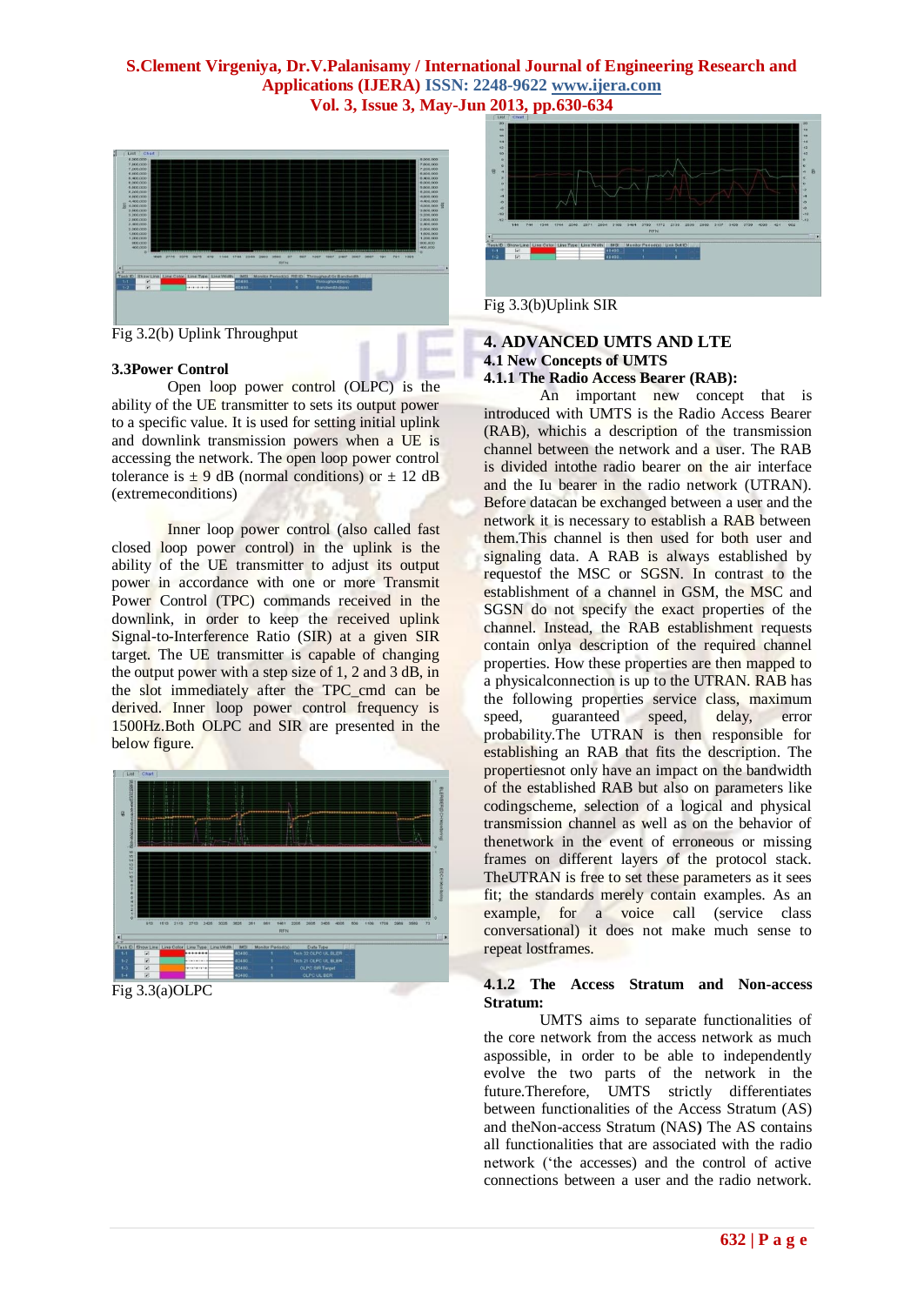Fig 3.2(b) Uplink Throughput

### 3.3Power Control

Open loop power control (OLPC) is the ability of the UE transmitter to sets its output power to a specific value. It is used for setting initial uplink and downlink transmission powers when a UE is accessing the network. The open loop power control tolerance is ± 9 dB (normal conditions) or ± 12 dB (extremeconditions)

Inner loop power control (also called fast closed loop power control) in the uplink is the ability of the UE transmitter to adjust its output power in accordance with one or more Transmit Power Control (TPC) commands received in the downlink, in order to keep the received uplink Signal-to-Interference Ratio (SIR) at a given SIR target. The UE transmitter is capable of changing the output power with a step size of 1, 2 and 3 dB, in the slot immediately after the TPC_cmd can be derived. Inner loop power control frequency is 1500Hz.Both OLPC and SIR are presented in the below figure.

Fig 3.3(a)OLPC

Fig 3.3(b)Uplink SIR

## 4. ADVANCED UMTS AND LTE

### 4.1 New Concepts of UMTS

#### 4.1.1 The Radio Access Bearer (RAB):

An important new concept that is introduced with UMTS is the Radio Access Bearer (RAB), whichis a description of the transmission channel between the network and a user. The RAB is divided intothe radio bearer on the air interface and the Iu bearer in the radio network (UTRAN). Before datacan be exchanged between a user and the network it is necessary to establish a RAB between them.This channel is then used for both user and signaling data. A RAB is always established by requestof the MSC or SGSN. In contrast to the establishment of a channel in GSM, the MSC and SGSN do not specify the exact properties of the channel. Instead, the RAB establishment requests contain onlya description of the required channel properties. How these properties are then mapped to a physicalconnection is up to the UTRAN. RAB has the following properties service class, maximum speed, guaranteed speed, delay, error probability.The UTRAN is then responsible for establishing an RAB that fits the description. The propertiesnot only have an impact on the bandwidth of the established RAB but also on parameters like codingscheme, selection of a logical and physical transmission channel as well as on the behavior of thenetwork in the event of erroneous or missing frames on different layers of the protocol stack. TheUTRAN is free to set these parameters as it sees fit; the standards merely contain examples. As an example, for a voice call (service class conversational) it does not make much sense to repeat lostframes.

#### 4.1.2 The Access Stratum and Non-access Stratum:

UMTS aims to separate functionalities of the core network from the access network as much aspossible, in order to be able to independently evolve the two parts of the network in the future.Therefore, UMTS strictly differentiates between functionalities of the Access Stratum (AS) and theNon-access Stratum (NAS**)** The AS contains all functionalities that are associated with the radio network (‘the accesses) and the control of active connections between a user and the radio network.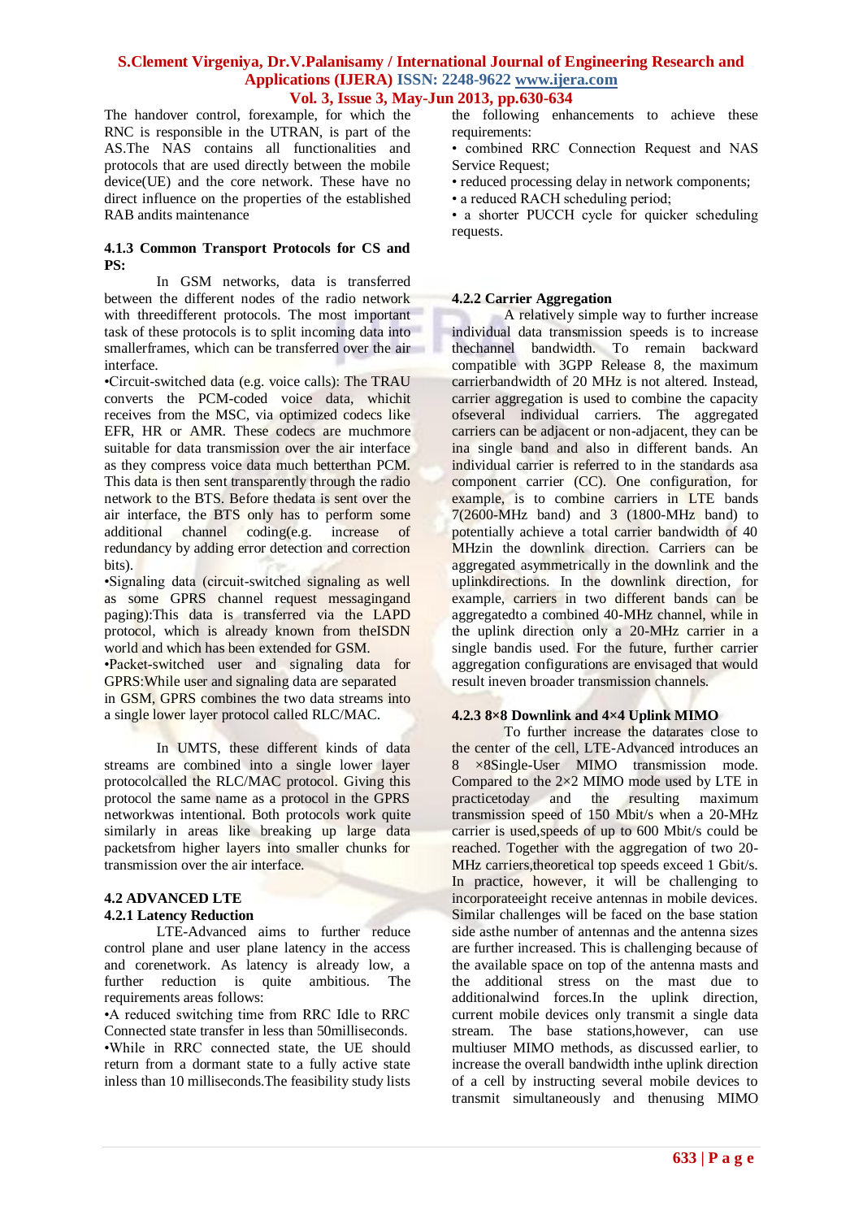The handover control, forexample, for which the RNC is responsible in the UTRAN, is part of the AS.The NAS contains all functionalities and protocols that are used directly between the mobile device(UE) and the core network. These have no direct influence on the properties of the established RAB andits maintenance

### 4.1.3 Common Transport Protocols for CS and PS:

In GSM networks, data is transferred between the different nodes of the radio network with threedifferent protocols. The most important task of these protocols is to split incoming data into smallerframes, which can be transferred over the air interface.

•Circuit-switched data (e.g. voice calls): The TRAU converts the PCM-coded voice data, whichit receives from the MSC, via optimized codecs like EFR, HR or AMR. These codecs are muchmore suitable for data transmission over the air interface as they compress voice data much betterthan PCM. This data is then sent transparently through the radio network to the BTS. Before thedata is sent over the air interface, the BTS only has to perform some additional channel coding(e.g. increase of redundancy by adding error detection and correction bits).

•Signaling data (circuit-switched signaling as well as some GPRS channel request messagingand paging):This data is transferred via the LAPD protocol, which is already known from theISDN world and which has been extended for GSM.

•Packet-switched user and signaling data for GPRS:While user and signaling data are separated in GSM, GPRS combines the two data streams into a single lower layer protocol called RLC/MAC.

In UMTS, these different kinds of data streams are combined into a single lower layer protocolcalled the RLC/MAC protocol. Giving this protocol the same name as a protocol in the GPRS networkwas intentional. Both protocols work quite similarly in areas like breaking up large data packetsfrom higher layers into smaller chunks for transmission over the air interface.

## 4.2 ADVANCED LTE

### 4.2.1 Latency Reduction

LTE-Advanced aims to further reduce control plane and user plane latency in the access and corenetwork. As latency is already low, a further reduction is quite ambitious. The requirements areas follows:

•A reduced switching time from RRC Idle to RRC Connected state transfer in less than 50milliseconds.

•While in RRC connected state, the UE should return from a dormant state to a fully active state inless than 10 milliseconds.The feasibility study lists the following enhancements to achieve these requirements:

• combined RRC Connection Request and NAS Service Request;

• reduced processing delay in network components;

• a reduced RACH scheduling period;

• a shorter PUCCH cycle for quicker scheduling requests.

### 4.2.2 Carrier Aggregation

A relatively simple way to further increase individual data transmission speeds is to increase thechannel bandwidth. To remain backward compatible with 3GPP Release 8, the maximum carrierbandwidth of 20 MHz is not altered. Instead, carrier aggregation is used to combine the capacity ofseveral individual carriers. The aggregated carriers can be adjacent or non-adjacent, they can be ina single band and also in different bands. An individual carrier is referred to in the standards asa component carrier (CC). One configuration, for example, is to combine carriers in LTE bands 7(2600-MHz band) and 3 (1800-MHz band) to potentially achieve a total carrier bandwidth of 40 MHzin the downlink direction. Carriers can be aggregated asymmetrically in the downlink and the uplinkdirections. In the downlink direction, for example, carriers in two different bands can be aggregatedto a combined 40-MHz channel, while in the uplink direction only a 20-MHz carrier in a single bandis used. For the future, further carrier aggregation configurations are envisaged that would result ineven broader transmission channels.

### 4.2.3 8×8 Downlink and 4×4 Uplink MIMO

To further increase the datarates close to the center of the cell, LTE-Advanced introduces an 8 ×8Single-User MIMO transmission mode. Compared to the 2×2 MIMO mode used by LTE in practicetoday and the resulting maximum transmission speed of 150 Mbit/s when a 20-MHz carrier is used,speeds of up to 600 Mbit/s could be reached. Together with the aggregation of two 20-MHz carriers,theoretical top speeds exceed 1 Gbit/s. In practice, however, it will be challenging to incorporateeight receive antennas in mobile devices. Similar challenges will be faced on the base station side asthe number of antennas and the antenna sizes are further increased. This is challenging because of the available space on top of the antenna masts and the additional stress on the mast due to additionalwind forces.In the uplink direction, current mobile devices only transmit a single data stream. The base stations,however, can use multiuser MIMO methods, as discussed earlier, to increase the overall bandwidth inthe uplink direction of a cell by instructing several mobile devices to transmit simultaneously and thenusing MIMO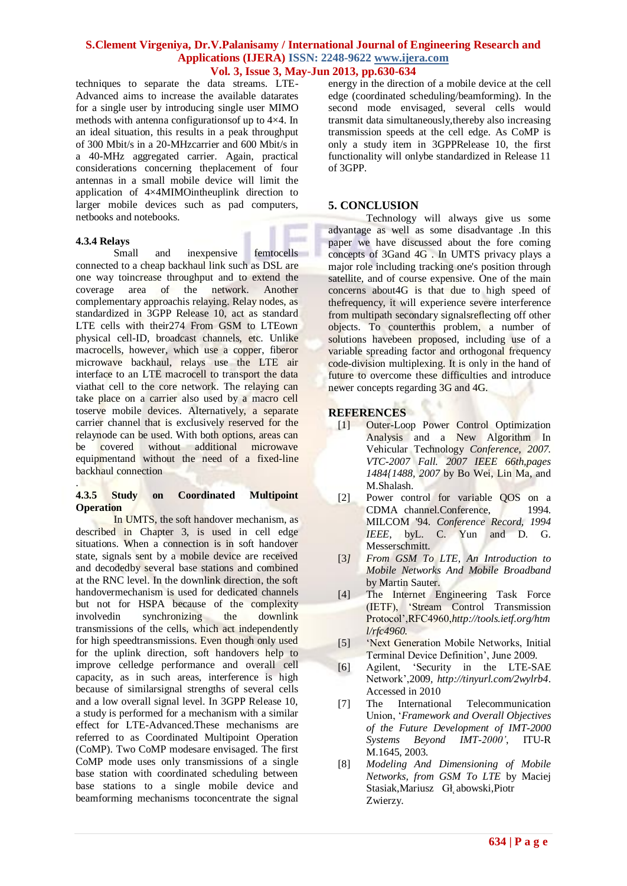techniques to separate the data streams. LTE-Advanced aims to increase the available datarates for a single user by introducing single user MIMO methods with antenna configurationsof up to 4×4. In an ideal situation, this results in a peak throughput of 300 Mbit/s in a 20-MHzcarrier and 600 Mbit/s in a 40-MHz aggregated carrier. Again, practical considerations concerning theplacement of four antennas in a small mobile device will limit the application of 4×4MIMOintheuplink direction to larger mobile devices such as pad computers, netbooks and notebooks.

### 4.3.4 Relays

Small and inexpensive femtocells connected to a cheap backhaul link such as DSL are one way toincrease throughput and to extend the coverage area of the network. Another complementary approachis relaying. Relay nodes, as standardized in 3GPP Release 10, act as standard LTE cells with their274 From GSM to LTEown physical cell-ID, broadcast channels, etc. Unlike macrocells, however, which use a copper, fiberor microwave backhaul, relays use the LTE air interface to an LTE macrocell to transport the data viathat cell to the core network. The relaying can take place on a carrier also used by a macro cell toserve mobile devices. Alternatively, a separate carrier channel that is exclusively reserved for the relaynode can be used. With both options, areas can be covered without additional microwave equipmentand without the need of a fixed-line backhaul connection

.

### 4.3.5 Study on Coordinated Multipoint Operation

In UMTS, the soft handover mechanism, as described in Chapter 3, is used in cell edge situations. When a connection is in soft handover state, signals sent by a mobile device are received and decodedby several base stations and combined at the RNC level. In the downlink direction, the soft handovermechanism is used for dedicated channels but not for HSPA because of the complexity involvedin synchronizing the downlink transmissions of the cells, which act independently for high speedtransmissions. Even though only used for the uplink direction, soft handovers help to improve celledge performance and overall cell capacity, as in such areas, interference is high because of similarsignal strengths of several cells and a low overall signal level. In 3GPP Release 10, a study is performed for a mechanism with a similar effect for LTE-Advanced.These mechanisms are referred to as Coordinated Multipoint Operation (CoMP). Two CoMP modesare envisaged. The first CoMP mode uses only transmissions of a single base station with coordinated scheduling between base stations to a single mobile device and beamforming mechanisms toconcentrate the signal energy in the direction of a mobile device at the cell edge (coordinated scheduling/beamforming). In the second mode envisaged, several cells would transmit data simultaneously,thereby also increasing transmission speeds at the cell edge. As CoMP is only a study item in 3GPPRelease 10, the first functionality will onlybe standardized in Release 11 of 3GPP.

## 5. CONCLUSION

Technology will always give us some advantage as well as some disadvantage .In this paper we have discussed about the fore coming concepts of 3Gand 4G . In UMTS privacy plays a major role including tracking one's position through satellite, and of course expensive. One of the main concerns about4G is that due to high speed of thefrequency, it will experience severe interference from multipath secondary signalsreflecting off other objects. To counterthis problem, a number of solutions havebeen proposed, including use of a variable spreading factor and orthogonal frequency code-division multiplexing. It is only in the hand of future to overcome these difficulties and introduce newer concepts regarding 3G and 4G.

## REFERENCES

[1] Outer-Loop Power Control Optimization Analysis and a New Algorithm In Vehicular Technology *Conference, 2007. VTC-2007 Fall. 2007 IEEE 66th,pages 1484{1488, 2007* by Bo Wei, Lin Ma, and M.Shalash.

[2] Power control for variable QOS on a CDMA channel.Conference, 1994. MILCOM '94. *Conference Record, 1994 IEEE*, byL. C. Yun and D. G. Messerschmitt.

[3] *From GSM To LTE, An Introduction to Mobile Networks And Mobile Broadband* by Martin Sauter.

[4] The Internet Engineering Task Force (IETF), 'Stream Control Transmission Protocol',RFC4960,*http://tools.ietf.org/html/rfc4960.*

[5] 'Next Generation Mobile Networks, Initial Terminal Device Definition', June 2009.

[6] Agilent, 'Security in the LTE-SAE Network',2009, *http://tinyurl.com/2wylrb4*. Accessed in 2010

[7] The International Telecommunication Union, '*Framework and Overall Objectives of the Future Development of IMT-2000 Systems Beyond IMT-2000'*, ITU-R M.1645, 2003.

[8] *Modeling And Dimensioning of Mobile Networks, from GSM To LTE* by Maciej Stasiak,Mariusz Gł abowski,Piotr Zwierzy.